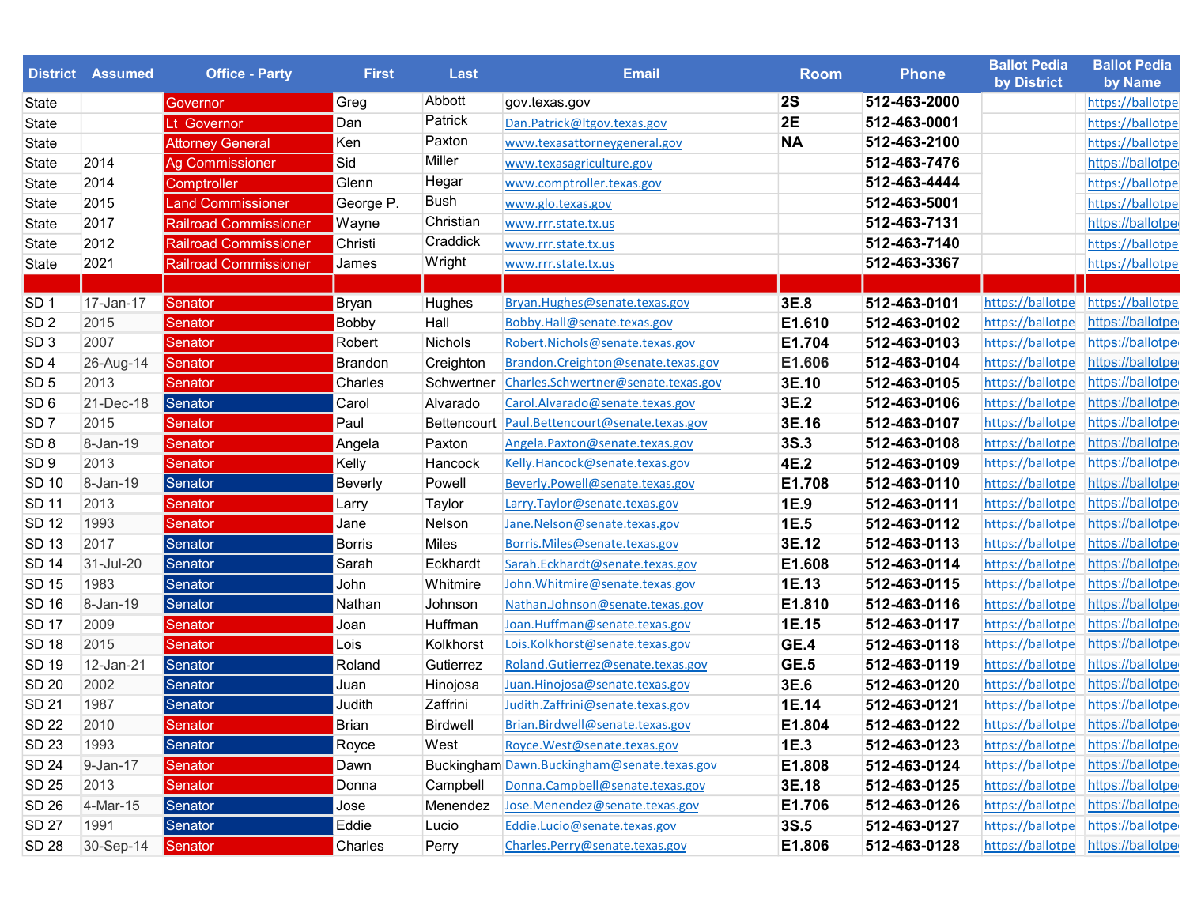| District | Assumed | Office - Party | First | Last | Email | Room | Phone | Ballot Pedia by District | Ballot Pedia by Name |
|---|---|---|---|---|---|---|---|---|---|
| State | | Governor | Greg | Abbott | gov.texas.gov | 2S | 512-463-2000 | | https://ballotpe |
| State | | Lt Governor | Dan | Patrick | Dan.Patrick@ltgov.texas.gov | 2E | 512-463-0001 | | https://ballotpe |
| State | | Attorney General | Ken | Paxton | www.texasattorneygeneral.gov | NA | 512-463-2100 | | https://ballotpe |
| State | 2014 | Ag Commissioner | Sid | Miller | www.texasagriculture.gov | | 512-463-7476 | | https://ballotpe |
| State | 2014 | Comptroller | Glenn | Hegar | www.comptroller.texas.gov | | 512-463-4444 | | https://ballotpe |
| State | 2015 | Land Commissioner | George P. | Bush | www.glo.texas.gov | | 512-463-5001 | | https://ballotpe |
| State | 2017 | Railroad Commissioner | Wayne | Christian | www.rrr.state.tx.us | | 512-463-7131 | | https://ballotpe |
| State | 2012 | Railroad Commissioner | Christi | Craddick | www.rrr.state.tx.us | | 512-463-7140 | | https://ballotpe |
| State | 2021 | Railroad Commissioner | James | Wright | www.rrr.state.tx.us | | 512-463-3367 | | https://ballotpe |
| | | | | | | | | | |
| SD 1 | 17-Jan-17 | Senator | Bryan | Hughes | Bryan.Hughes@senate.texas.gov | 3E.8 | 512-463-0101 | https://ballotpe | https://ballotpe |
| SD 2 | 2015 | Senator | Bobby | Hall | Bobby.Hall@senate.texas.gov | E1.610 | 512-463-0102 | https://ballotpe | https://ballotpe |
| SD 3 | 2007 | Senator | Robert | Nichols | Robert.Nichols@senate.texas.gov | E1.704 | 512-463-0103 | https://ballotpe | https://ballotpe |
| SD 4 | 26-Aug-14 | Senator | Brandon | Creighton | Brandon.Creighton@senate.texas.gov | E1.606 | 512-463-0104 | https://ballotpe | https://ballotpe |
| SD 5 | 2013 | Senator | Charles | Schwertner | Charles.Schwertner@senate.texas.gov | 3E.10 | 512-463-0105 | https://ballotpe | https://ballotpe |
| SD 6 | 21-Dec-18 | Senator | Carol | Alvarado | Carol.Alvarado@senate.texas.gov | 3E.2 | 512-463-0106 | https://ballotpe | https://ballotpe |
| SD 7 | 2015 | Senator | Paul | Bettencourt | Paul.Bettencourt@senate.texas.gov | 3E.16 | 512-463-0107 | https://ballotpe | https://ballotpe |
| SD 8 | 8-Jan-19 | Senator | Angela | Paxton | Angela.Paxton@senate.texas.gov | 3S.3 | 512-463-0108 | https://ballotpe | https://ballotpe |
| SD 9 | 2013 | Senator | Kelly | Hancock | Kelly.Hancock@senate.texas.gov | 4E.2 | 512-463-0109 | https://ballotpe | https://ballotpe |
| SD 10 | 8-Jan-19 | Senator | Beverly | Powell | Beverly.Powell@senate.texas.gov | E1.708 | 512-463-0110 | https://ballotpe | https://ballotpe |
| SD 11 | 2013 | Senator | Larry | Taylor | Larry.Taylor@senate.texas.gov | 1E.9 | 512-463-0111 | https://ballotpe | https://ballotpe |
| SD 12 | 1993 | Senator | Jane | Nelson | Jane.Nelson@senate.texas.gov | 1E.5 | 512-463-0112 | https://ballotpe | https://ballotpe |
| SD 13 | 2017 | Senator | Borris | Miles | Borris.Miles@senate.texas.gov | 3E.12 | 512-463-0113 | https://ballotpe | https://ballotpe |
| SD 14 | 31-Jul-20 | Senator | Sarah | Eckhardt | Sarah.Eckhardt@senate.texas.gov | E1.608 | 512-463-0114 | https://ballotpe | https://ballotpe |
| SD 15 | 1983 | Senator | John | Whitmire | John.Whitmire@senate.texas.gov | 1E.13 | 512-463-0115 | https://ballotpe | https://ballotpe |
| SD 16 | 8-Jan-19 | Senator | Nathan | Johnson | Nathan.Johnson@senate.texas.gov | E1.810 | 512-463-0116 | https://ballotpe | https://ballotpe |
| SD 17 | 2009 | Senator | Joan | Huffman | Joan.Huffman@senate.texas.gov | 1E.15 | 512-463-0117 | https://ballotpe | https://ballotpe |
| SD 18 | 2015 | Senator | Lois | Kolkhorst | Lois.Kolkhorst@senate.texas.gov | GE.4 | 512-463-0118 | https://ballotpe | https://ballotpe |
| SD 19 | 12-Jan-21 | Senator | Roland | Gutierrez | Roland.Gutierrez@senate.texas.gov | GE.5 | 512-463-0119 | https://ballotpe | https://ballotpe |
| SD 20 | 2002 | Senator | Juan | Hinojosa | Juan.Hinojosa@senate.texas.gov | 3E.6 | 512-463-0120 | https://ballotpe | https://ballotpe |
| SD 21 | 1987 | Senator | Judith | Zaffrini | Judith.Zaffrini@senate.texas.gov | 1E.14 | 512-463-0121 | https://ballotpe | https://ballotpe |
| SD 22 | 2010 | Senator | Brian | Birdwell | Brian.Birdwell@senate.texas.gov | E1.804 | 512-463-0122 | https://ballotpe | https://ballotpe |
| SD 23 | 1993 | Senator | Royce | West | Royce.West@senate.texas.gov | 1E.3 | 512-463-0123 | https://ballotpe | https://ballotpe |
| SD 24 | 9-Jan-17 | Senator | Dawn | Buckingham | Dawn.Buckingham@senate.texas.gov | E1.808 | 512-463-0124 | https://ballotpe | https://ballotpe |
| SD 25 | 2013 | Senator | Donna | Campbell | Donna.Campbell@senate.texas.gov | 3E.18 | 512-463-0125 | https://ballotpe | https://ballotpe |
| SD 26 | 4-Mar-15 | Senator | Jose | Menendez | Jose.Menendez@senate.texas.gov | E1.706 | 512-463-0126 | https://ballotpe | https://ballotpe |
| SD 27 | 1991 | Senator | Eddie | Lucio | Eddie.Lucio@senate.texas.gov | 3S.5 | 512-463-0127 | https://ballotpe | https://ballotpe |
| SD 28 | 30-Sep-14 | Senator | Charles | Perry | Charles.Perry@senate.texas.gov | E1.806 | 512-463-0128 | https://ballotpe | https://ballotpe |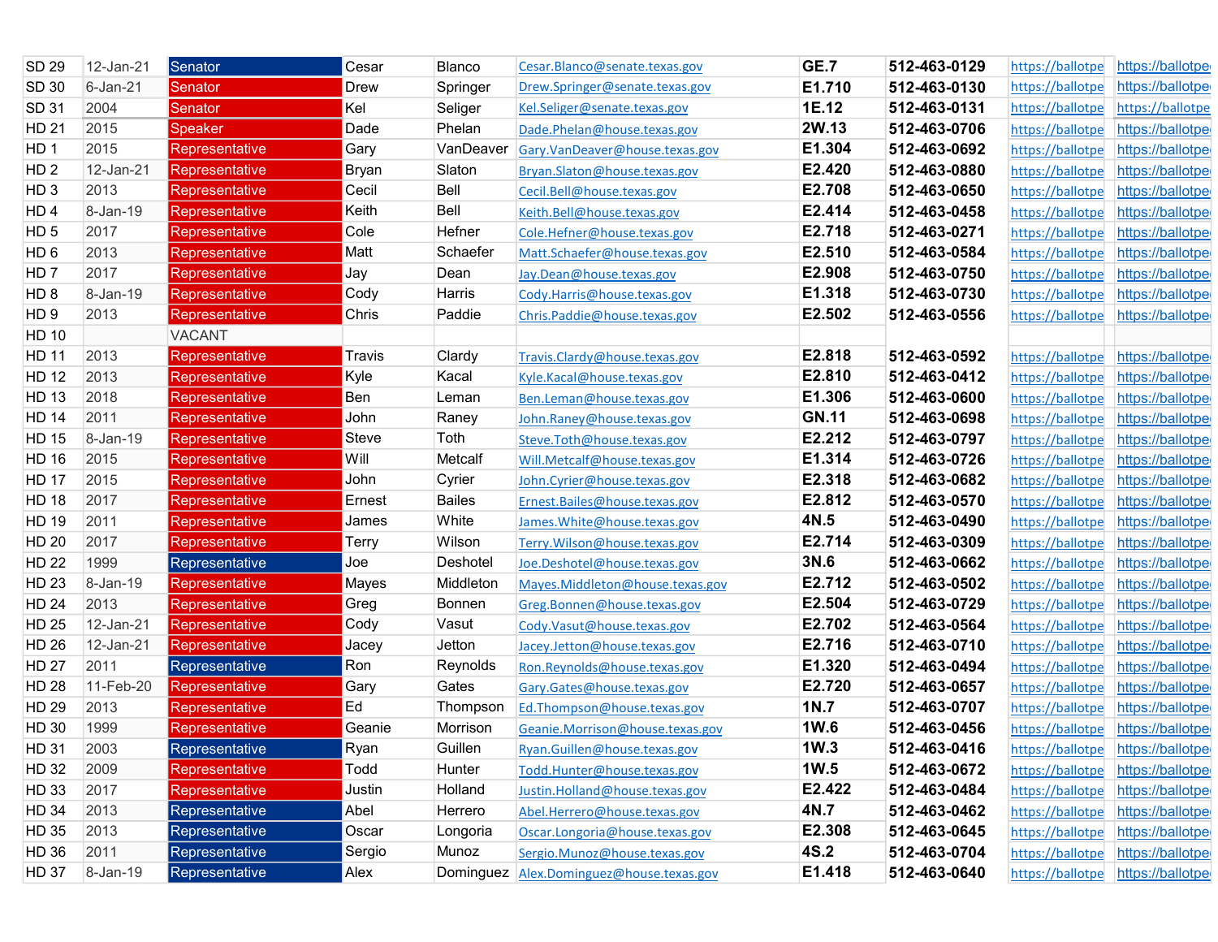| | | | | | | | | | |
|---|---|---|---|---|---|---|---|---|---|
| SD 29 | 12-Jan-21 | Senator | Cesar | Blanco | Cesar.Blanco@senate.texas.gov | GE.7 | 512-463-0129 | https://ballotpe | https://ballotpe |
| SD 30 | 6-Jan-21 | Senator | Drew | Springer | Drew.Springer@senate.texas.gov | E1.710 | 512-463-0130 | https://ballotpe | https://ballotpe |
| SD 31 | 2004 | Senator | Kel | Seliger | Kel.Seliger@senate.texas.gov | 1E.12 | 512-463-0131 | https://ballotpe | https://ballotpe |
| HD 21 | 2015 | Speaker | Dade | Phelan | Dade.Phelan@house.texas.gov | 2W.13 | 512-463-0706 | https://ballotpe | https://ballotpe |
| HD 1 | 2015 | Representative | Gary | VanDeaver | Gary.VanDeaver@house.texas.gov | E1.304 | 512-463-0692 | https://ballotpe | https://ballotpe |
| HD 2 | 12-Jan-21 | Representative | Bryan | Slaton | Bryan.Slaton@house.texas.gov | E2.420 | 512-463-0880 | https://ballotpe | https://ballotpe |
| HD 3 | 2013 | Representative | Cecil | Bell | Cecil.Bell@house.texas.gov | E2.708 | 512-463-0650 | https://ballotpe | https://ballotpe |
| HD 4 | 8-Jan-19 | Representative | Keith | Bell | Keith.Bell@house.texas.gov | E2.414 | 512-463-0458 | https://ballotpe | https://ballotpe |
| HD 5 | 2017 | Representative | Cole | Hefner | Cole.Hefner@house.texas.gov | E2.718 | 512-463-0271 | https://ballotpe | https://ballotpe |
| HD 6 | 2013 | Representative | Matt | Schaefer | Matt.Schaefer@house.texas.gov | E2.510 | 512-463-0584 | https://ballotpe | https://ballotpe |
| HD 7 | 2017 | Representative | Jay | Dean | Jay.Dean@house.texas.gov | E2.908 | 512-463-0750 | https://ballotpe | https://ballotpe |
| HD 8 | 8-Jan-19 | Representative | Cody | Harris | Cody.Harris@house.texas.gov | E1.318 | 512-463-0730 | https://ballotpe | https://ballotpe |
| HD 9 | 2013 | Representative | Chris | Paddie | Chris.Paddie@house.texas.gov | E2.502 | 512-463-0556 | https://ballotpe | https://ballotpe |
| HD 10 | | VACANT | | | | | | | |
| HD 11 | 2013 | Representative | Travis | Clardy | Travis.Clardy@house.texas.gov | E2.818 | 512-463-0592 | https://ballotpe | https://ballotpe |
| HD 12 | 2013 | Representative | Kyle | Kacal | Kyle.Kacal@house.texas.gov | E2.810 | 512-463-0412 | https://ballotpe | https://ballotpe |
| HD 13 | 2018 | Representative | Ben | Leman | Ben.Leman@house.texas.gov | E1.306 | 512-463-0600 | https://ballotpe | https://ballotpe |
| HD 14 | 2011 | Representative | John | Raney | John.Raney@house.texas.gov | GN.11 | 512-463-0698 | https://ballotpe | https://ballotpe |
| HD 15 | 8-Jan-19 | Representative | Steve | Toth | Steve.Toth@house.texas.gov | E2.212 | 512-463-0797 | https://ballotpe | https://ballotpe |
| HD 16 | 2015 | Representative | Will | Metcalf | Will.Metcalf@house.texas.gov | E1.314 | 512-463-0726 | https://ballotpe | https://ballotpe |
| HD 17 | 2015 | Representative | John | Cyrier | John.Cyrier@house.texas.gov | E2.318 | 512-463-0682 | https://ballotpe | https://ballotpe |
| HD 18 | 2017 | Representative | Ernest | Bailes | Ernest.Bailes@house.texas.gov | E2.812 | 512-463-0570 | https://ballotpe | https://ballotpe |
| HD 19 | 2011 | Representative | James | White | James.White@house.texas.gov | 4N.5 | 512-463-0490 | https://ballotpe | https://ballotpe |
| HD 20 | 2017 | Representative | Terry | Wilson | Terry.Wilson@house.texas.gov | E2.714 | 512-463-0309 | https://ballotpe | https://ballotpe |
| HD 22 | 1999 | Representative | Joe | Deshotel | Joe.Deshotel@house.texas.gov | 3N.6 | 512-463-0662 | https://ballotpe | https://ballotpe |
| HD 23 | 8-Jan-19 | Representative | Mayes | Middleton | Mayes.Middleton@house.texas.gov | E2.712 | 512-463-0502 | https://ballotpe | https://ballotpe |
| HD 24 | 2013 | Representative | Greg | Bonnen | Greg.Bonnen@house.texas.gov | E2.504 | 512-463-0729 | https://ballotpe | https://ballotpe |
| HD 25 | 12-Jan-21 | Representative | Cody | Vasut | Cody.Vasut@house.texas.gov | E2.702 | 512-463-0564 | https://ballotpe | https://ballotpe |
| HD 26 | 12-Jan-21 | Representative | Jacey | Jetton | Jacey.Jetton@house.texas.gov | E2.716 | 512-463-0710 | https://ballotpe | https://ballotpe |
| HD 27 | 2011 | Representative | Ron | Reynolds | Ron.Reynolds@house.texas.gov | E1.320 | 512-463-0494 | https://ballotpe | https://ballotpe |
| HD 28 | 11-Feb-20 | Representative | Gary | Gates | Gary.Gates@house.texas.gov | E2.720 | 512-463-0657 | https://ballotpe | https://ballotpe |
| HD 29 | 2013 | Representative | Ed | Thompson | Ed.Thompson@house.texas.gov | 1N.7 | 512-463-0707 | https://ballotpe | https://ballotpe |
| HD 30 | 1999 | Representative | Geanie | Morrison | Geanie.Morrison@house.texas.gov | 1W.6 | 512-463-0456 | https://ballotpe | https://ballotpe |
| HD 31 | 2003 | Representative | Ryan | Guillen | Ryan.Guillen@house.texas.gov | 1W.3 | 512-463-0416 | https://ballotpe | https://ballotpe |
| HD 32 | 2009 | Representative | Todd | Hunter | Todd.Hunter@house.texas.gov | 1W.5 | 512-463-0672 | https://ballotpe | https://ballotpe |
| HD 33 | 2017 | Representative | Justin | Holland | Justin.Holland@house.texas.gov | E2.422 | 512-463-0484 | https://ballotpe | https://ballotpe |
| HD 34 | 2013 | Representative | Abel | Herrero | Abel.Herrero@house.texas.gov | 4N.7 | 512-463-0462 | https://ballotpe | https://ballotpe |
| HD 35 | 2013 | Representative | Oscar | Longoria | Oscar.Longoria@house.texas.gov | E2.308 | 512-463-0645 | https://ballotpe | https://ballotpe |
| HD 36 | 2011 | Representative | Sergio | Munoz | Sergio.Munoz@house.texas.gov | 4S.2 | 512-463-0704 | https://ballotpe | https://ballotpe |
| HD 37 | 8-Jan-19 | Representative | Alex | Dominguez | Alex.Dominguez@house.texas.gov | E1.418 | 512-463-0640 | https://ballotpe | https://ballotpe |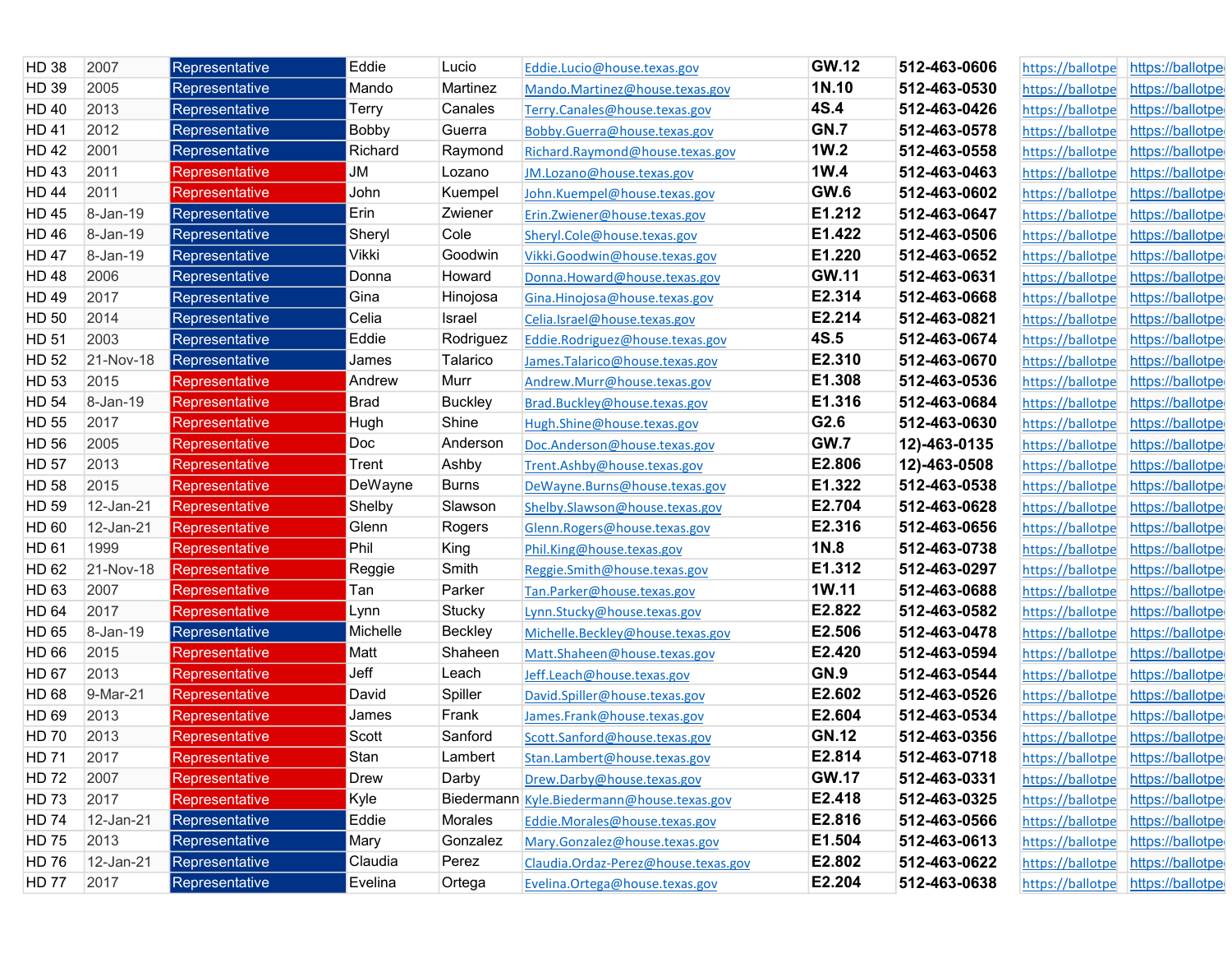| | | | | | | | | | |
|---|---|---|---|---|---|---|---|---|---|
| HD 38 | 2007 | Representative | Eddie | Lucio | Eddie.Lucio@house.texas.gov | GW.12 | 512-463-0606 | https://ballotpe | https://ballotpe |
| HD 39 | 2005 | Representative | Mando | Martinez | Mando.Martinez@house.texas.gov | 1N.10 | 512-463-0530 | https://ballotpe | https://ballotpe |
| HD 40 | 2013 | Representative | Terry | Canales | Terry.Canales@house.texas.gov | 4S.4 | 512-463-0426 | https://ballotpe | https://ballotpe |
| HD 41 | 2012 | Representative | Bobby | Guerra | Bobby.Guerra@house.texas.gov | GN.7 | 512-463-0578 | https://ballotpe | https://ballotpe |
| HD 42 | 2001 | Representative | Richard | Raymond | Richard.Raymond@house.texas.gov | 1W.2 | 512-463-0558 | https://ballotpe | https://ballotpe |
| HD 43 | 2011 | Representative | JM | Lozano | JM.Lozano@house.texas.gov | 1W.4 | 512-463-0463 | https://ballotpe | https://ballotpe |
| HD 44 | 2011 | Representative | John | Kuempel | John.Kuempel@house.texas.gov | GW.6 | 512-463-0602 | https://ballotpe | https://ballotpe |
| HD 45 | 8-Jan-19 | Representative | Erin | Zwiener | Erin.Zwiener@house.texas.gov | E1.212 | 512-463-0647 | https://ballotpe | https://ballotpe |
| HD 46 | 8-Jan-19 | Representative | Sheryl | Cole | Sheryl.Cole@house.texas.gov | E1.422 | 512-463-0506 | https://ballotpe | https://ballotpe |
| HD 47 | 8-Jan-19 | Representative | Vikki | Goodwin | Vikki.Goodwin@house.texas.gov | E1.220 | 512-463-0652 | https://ballotpe | https://ballotpe |
| HD 48 | 2006 | Representative | Donna | Howard | Donna.Howard@house.texas.gov | GW.11 | 512-463-0631 | https://ballotpe | https://ballotpe |
| HD 49 | 2017 | Representative | Gina | Hinojosa | Gina.Hinojosa@house.texas.gov | E2.314 | 512-463-0668 | https://ballotpe | https://ballotpe |
| HD 50 | 2014 | Representative | Celia | Israel | Celia.Israel@house.texas.gov | E2.214 | 512-463-0821 | https://ballotpe | https://ballotpe |
| HD 51 | 2003 | Representative | Eddie | Rodriguez | Eddie.Rodriguez@house.texas.gov | 4S.5 | 512-463-0674 | https://ballotpe | https://ballotpe |
| HD 52 | 21-Nov-18 | Representative | James | Talarico | James.Talarico@house.texas.gov | E2.310 | 512-463-0670 | https://ballotpe | https://ballotpe |
| HD 53 | 2015 | Representative | Andrew | Murr | Andrew.Murr@house.texas.gov | E1.308 | 512-463-0536 | https://ballotpe | https://ballotpe |
| HD 54 | 8-Jan-19 | Representative | Brad | Buckley | Brad.Buckley@house.texas.gov | E1.316 | 512-463-0684 | https://ballotpe | https://ballotpe |
| HD 55 | 2017 | Representative | Hugh | Shine | Hugh.Shine@house.texas.gov | G2.6 | 512-463-0630 | https://ballotpe | https://ballotpe |
| HD 56 | 2005 | Representative | Doc | Anderson | Doc.Anderson@house.texas.gov | GW.7 | 12)-463-0135 | https://ballotpe | https://ballotpe |
| HD 57 | 2013 | Representative | Trent | Ashby | Trent.Ashby@house.texas.gov | E2.806 | 12)-463-0508 | https://ballotpe | https://ballotpe |
| HD 58 | 2015 | Representative | DeWayne | Burns | DeWayne.Burns@house.texas.gov | E1.322 | 512-463-0538 | https://ballotpe | https://ballotpe |
| HD 59 | 12-Jan-21 | Representative | Shelby | Slawson | Shelby.Slawson@house.texas.gov | E2.704 | 512-463-0628 | https://ballotpe | https://ballotpe |
| HD 60 | 12-Jan-21 | Representative | Glenn | Rogers | Glenn.Rogers@house.texas.gov | E2.316 | 512-463-0656 | https://ballotpe | https://ballotpe |
| HD 61 | 1999 | Representative | Phil | King | Phil.King@house.texas.gov | 1N.8 | 512-463-0738 | https://ballotpe | https://ballotpe |
| HD 62 | 21-Nov-18 | Representative | Reggie | Smith | Reggie.Smith@house.texas.gov | E1.312 | 512-463-0297 | https://ballotpe | https://ballotpe |
| HD 63 | 2007 | Representative | Tan | Parker | Tan.Parker@house.texas.gov | 1W.11 | 512-463-0688 | https://ballotpe | https://ballotpe |
| HD 64 | 2017 | Representative | Lynn | Stucky | Lynn.Stucky@house.texas.gov | E2.822 | 512-463-0582 | https://ballotpe | https://ballotpe |
| HD 65 | 8-Jan-19 | Representative | Michelle | Beckley | Michelle.Beckley@house.texas.gov | E2.506 | 512-463-0478 | https://ballotpe | https://ballotpe |
| HD 66 | 2015 | Representative | Matt | Shaheen | Matt.Shaheen@house.texas.gov | E2.420 | 512-463-0594 | https://ballotpe | https://ballotpe |
| HD 67 | 2013 | Representative | Jeff | Leach | Jeff.Leach@house.texas.gov | GN.9 | 512-463-0544 | https://ballotpe | https://ballotpe |
| HD 68 | 9-Mar-21 | Representative | David | Spiller | David.Spiller@house.texas.gov | E2.602 | 512-463-0526 | https://ballotpe | https://ballotpe |
| HD 69 | 2013 | Representative | James | Frank | James.Frank@house.texas.gov | E2.604 | 512-463-0534 | https://ballotpe | https://ballotpe |
| HD 70 | 2013 | Representative | Scott | Sanford | Scott.Sanford@house.texas.gov | GN.12 | 512-463-0356 | https://ballotpe | https://ballotpe |
| HD 71 | 2017 | Representative | Stan | Lambert | Stan.Lambert@house.texas.gov | E2.814 | 512-463-0718 | https://ballotpe | https://ballotpe |
| HD 72 | 2007 | Representative | Drew | Darby | Drew.Darby@house.texas.gov | GW.17 | 512-463-0331 | https://ballotpe | https://ballotpe |
| HD 73 | 2017 | Representative | Kyle | Biedermann | Kyle.Biedermann@house.texas.gov | E2.418 | 512-463-0325 | https://ballotpe | https://ballotpe |
| HD 74 | 12-Jan-21 | Representative | Eddie | Morales | Eddie.Morales@house.texas.gov | E2.816 | 512-463-0566 | https://ballotpe | https://ballotpe |
| HD 75 | 2013 | Representative | Mary | Gonzalez | Mary.Gonzalez@house.texas.gov | E1.504 | 512-463-0613 | https://ballotpe | https://ballotpe |
| HD 76 | 12-Jan-21 | Representative | Claudia | Perez | Claudia.Ordaz-Perez@house.texas.gov | E2.802 | 512-463-0622 | https://ballotpe | https://ballotpe |
| HD 77 | 2017 | Representative | Evelina | Ortega | Evelina.Ortega@house.texas.gov | E2.204 | 512-463-0638 | https://ballotpe | https://ballotpe |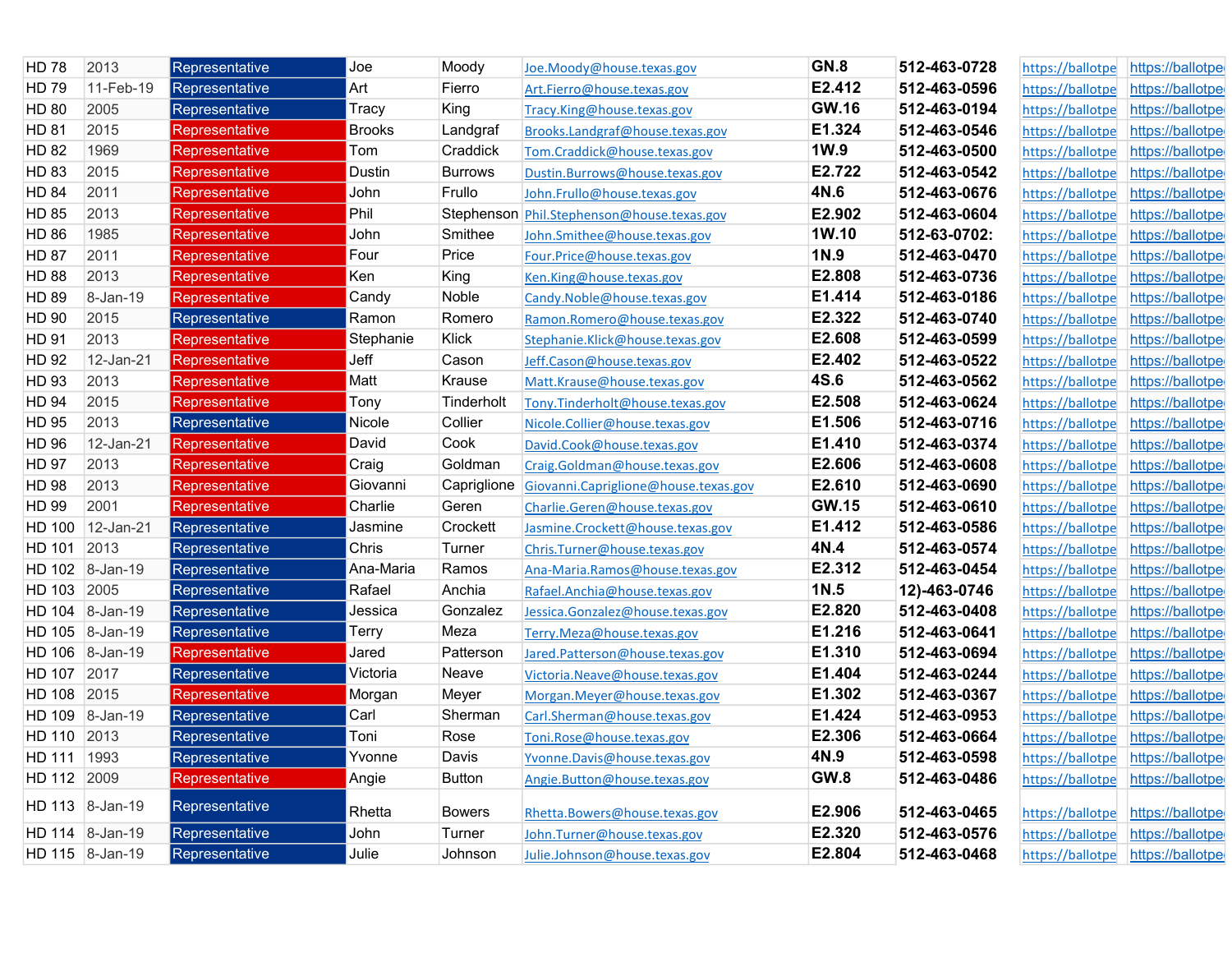| HD 78 | 2013 | Representative | Joe | Moody | Joe.Moody@house.texas.gov | GN.8 | 512-463-0728 | https://ballotpe | https://ballotpe |
|---|---|---|---|---|---|---|---|---|---|
| HD 79 | 11-Feb-19 | Representative | Art | Fierro | Art.Fierro@house.texas.gov | E2.412 | 512-463-0596 | https://ballotpe | https://ballotpe |
| HD 80 | 2005 | Representative | Tracy | King | Tracy.King@house.texas.gov | GW.16 | 512-463-0194 | https://ballotpe | https://ballotpe |
| HD 81 | 2015 | Representative | Brooks | Landgraf | Brooks.Landgraf@house.texas.gov | E1.324 | 512-463-0546 | https://ballotpe | https://ballotpe |
| HD 82 | 1969 | Representative | Tom | Craddick | Tom.Craddick@house.texas.gov | 1W.9 | 512-463-0500 | https://ballotpe | https://ballotpe |
| HD 83 | 2015 | Representative | Dustin | Burrows | Dustin.Burrows@house.texas.gov | E2.722 | 512-463-0542 | https://ballotpe | https://ballotpe |
| HD 84 | 2011 | Representative | John | Frullo | John.Frullo@house.texas.gov | 4N.6 | 512-463-0676 | https://ballotpe | https://ballotpe |
| HD 85 | 2013 | Representative | Phil | Stephenson | Phil.Stephenson@house.texas.gov | E2.902 | 512-463-0604 | https://ballotpe | https://ballotpe |
| HD 86 | 1985 | Representative | John | Smithee | John.Smithee@house.texas.gov | 1W.10 | 512-63-0702: | https://ballotpe | https://ballotpe |
| HD 87 | 2011 | Representative | Four | Price | Four.Price@house.texas.gov | 1N.9 | 512-463-0470 | https://ballotpe | https://ballotpe |
| HD 88 | 2013 | Representative | Ken | King | Ken.King@house.texas.gov | E2.808 | 512-463-0736 | https://ballotpe | https://ballotpe |
| HD 89 | 8-Jan-19 | Representative | Candy | Noble | Candy.Noble@house.texas.gov | E1.414 | 512-463-0186 | https://ballotpe | https://ballotpe |
| HD 90 | 2015 | Representative | Ramon | Romero | Ramon.Romero@house.texas.gov | E2.322 | 512-463-0740 | https://ballotpe | https://ballotpe |
| HD 91 | 2013 | Representative | Stephanie | Klick | Stephanie.Klick@house.texas.gov | E2.608 | 512-463-0599 | https://ballotpe | https://ballotpe |
| HD 92 | 12-Jan-21 | Representative | Jeff | Cason | Jeff.Cason@house.texas.gov | E2.402 | 512-463-0522 | https://ballotpe | https://ballotpe |
| HD 93 | 2013 | Representative | Matt | Krause | Matt.Krause@house.texas.gov | 4S.6 | 512-463-0562 | https://ballotpe | https://ballotpe |
| HD 94 | 2015 | Representative | Tony | Tinderholt | Tony.Tinderholt@house.texas.gov | E2.508 | 512-463-0624 | https://ballotpe | https://ballotpe |
| HD 95 | 2013 | Representative | Nicole | Collier | Nicole.Collier@house.texas.gov | E1.506 | 512-463-0716 | https://ballotpe | https://ballotpe |
| HD 96 | 12-Jan-21 | Representative | David | Cook | David.Cook@house.texas.gov | E1.410 | 512-463-0374 | https://ballotpe | https://ballotpe |
| HD 97 | 2013 | Representative | Craig | Goldman | Craig.Goldman@house.texas.gov | E2.606 | 512-463-0608 | https://ballotpe | https://ballotpe |
| HD 98 | 2013 | Representative | Giovanni | Capriglione | Giovanni.Capriglione@house.texas.gov | E2.610 | 512-463-0690 | https://ballotpe | https://ballotpe |
| HD 99 | 2001 | Representative | Charlie | Geren | Charlie.Geren@house.texas.gov | GW.15 | 512-463-0610 | https://ballotpe | https://ballotpe |
| HD 100 | 12-Jan-21 | Representative | Jasmine | Crockett | Jasmine.Crockett@house.texas.gov | E1.412 | 512-463-0586 | https://ballotpe | https://ballotpe |
| HD 101 | 2013 | Representative | Chris | Turner | Chris.Turner@house.texas.gov | 4N.4 | 512-463-0574 | https://ballotpe | https://ballotpe |
| HD 102 | 8-Jan-19 | Representative | Ana-Maria | Ramos | Ana-Maria.Ramos@house.texas.gov | E2.312 | 512-463-0454 | https://ballotpe | https://ballotpe |
| HD 103 | 2005 | Representative | Rafael | Anchia | Rafael.Anchia@house.texas.gov | 1N.5 | 12)-463-0746 | https://ballotpe | https://ballotpe |
| HD 104 | 8-Jan-19 | Representative | Jessica | Gonzalez | Jessica.Gonzalez@house.texas.gov | E2.820 | 512-463-0408 | https://ballotpe | https://ballotpe |
| HD 105 | 8-Jan-19 | Representative | Terry | Meza | Terry.Meza@house.texas.gov | E1.216 | 512-463-0641 | https://ballotpe | https://ballotpe |
| HD 106 | 8-Jan-19 | Representative | Jared | Patterson | Jared.Patterson@house.texas.gov | E1.310 | 512-463-0694 | https://ballotpe | https://ballotpe |
| HD 107 | 2017 | Representative | Victoria | Neave | Victoria.Neave@house.texas.gov | E1.404 | 512-463-0244 | https://ballotpe | https://ballotpe |
| HD 108 | 2015 | Representative | Morgan | Meyer | Morgan.Meyer@house.texas.gov | E1.302 | 512-463-0367 | https://ballotpe | https://ballotpe |
| HD 109 | 8-Jan-19 | Representative | Carl | Sherman | Carl.Sherman@house.texas.gov | E1.424 | 512-463-0953 | https://ballotpe | https://ballotpe |
| HD 110 | 2013 | Representative | Toni | Rose | Toni.Rose@house.texas.gov | E2.306 | 512-463-0664 | https://ballotpe | https://ballotpe |
| HD 111 | 1993 | Representative | Yvonne | Davis | Yvonne.Davis@house.texas.gov | 4N.9 | 512-463-0598 | https://ballotpe | https://ballotpe |
| HD 112 | 2009 | Representative | Angie | Button | Angie.Button@house.texas.gov | GW.8 | 512-463-0486 | https://ballotpe | https://ballotpe |
| HD 113 | 8-Jan-19 | Representative | Rhetta | Bowers | Rhetta.Bowers@house.texas.gov | E2.906 | 512-463-0465 | https://ballotpe | https://ballotpe |
| HD 114 | 8-Jan-19 | Representative | John | Turner | John.Turner@house.texas.gov | E2.320 | 512-463-0576 | https://ballotpe | https://ballotpe |
| HD 115 | 8-Jan-19 | Representative | Julie | Johnson | Julie.Johnson@house.texas.gov | E2.804 | 512-463-0468 | https://ballotpe | https://ballotpe |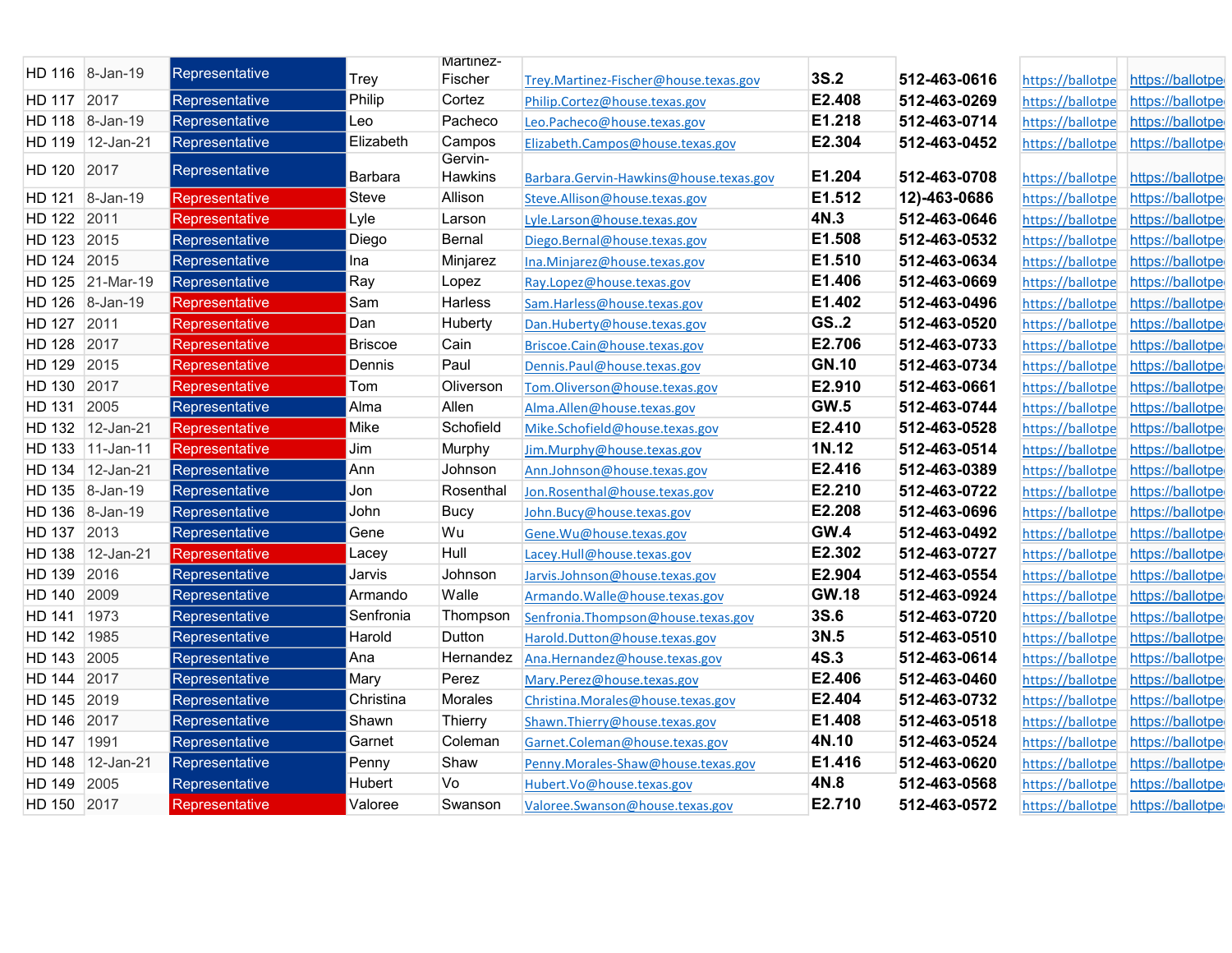| | | | | | | | | | |
|---|---|---|---|---|---|---|---|---|---|
| HD 116 | 8-Jan-19 | Representative | Trey | Martinez-Fischer | Trey.Martinez-Fischer@house.texas.gov | 3S.2 | 512-463-0616 | https://ballotpe | https://ballotpe |
| HD 117 | 2017 | Representative | Philip | Cortez | Philip.Cortez@house.texas.gov | E2.408 | 512-463-0269 | https://ballotpe | https://ballotpe |
| HD 118 | 8-Jan-19 | Representative | Leo | Pacheco | Leo.Pacheco@house.texas.gov | E1.218 | 512-463-0714 | https://ballotpe | https://ballotpe |
| HD 119 | 12-Jan-21 | Representative | Elizabeth | Campos | Elizabeth.Campos@house.texas.gov | E2.304 | 512-463-0452 | https://ballotpe | https://ballotpe |
| HD 120 | 2017 | Representative | Barbara | Gervin-Hawkins | Barbara.Gervin-Hawkins@house.texas.gov | E1.204 | 512-463-0708 | https://ballotpe | https://ballotpe |
| HD 121 | 8-Jan-19 | Representative | Steve | Allison | Steve.Allison@house.texas.gov | E1.512 | 12)-463-0686 | https://ballotpe | https://ballotpe |
| HD 122 | 2011 | Representative | Lyle | Larson | Lyle.Larson@house.texas.gov | 4N.3 | 512-463-0646 | https://ballotpe | https://ballotpe |
| HD 123 | 2015 | Representative | Diego | Bernal | Diego.Bernal@house.texas.gov | E1.508 | 512-463-0532 | https://ballotpe | https://ballotpe |
| HD 124 | 2015 | Representative | Ina | Minjarez | Ina.Minjarez@house.texas.gov | E1.510 | 512-463-0634 | https://ballotpe | https://ballotpe |
| HD 125 | 21-Mar-19 | Representative | Ray | Lopez | Ray.Lopez@house.texas.gov | E1.406 | 512-463-0669 | https://ballotpe | https://ballotpe |
| HD 126 | 8-Jan-19 | Representative | Sam | Harless | Sam.Harless@house.texas.gov | E1.402 | 512-463-0496 | https://ballotpe | https://ballotpe |
| HD 127 | 2011 | Representative | Dan | Huberty | Dan.Huberty@house.texas.gov | GS..2 | 512-463-0520 | https://ballotpe | https://ballotpe |
| HD 128 | 2017 | Representative | Briscoe | Cain | Briscoe.Cain@house.texas.gov | E2.706 | 512-463-0733 | https://ballotpe | https://ballotpe |
| HD 129 | 2015 | Representative | Dennis | Paul | Dennis.Paul@house.texas.gov | GN.10 | 512-463-0734 | https://ballotpe | https://ballotpe |
| HD 130 | 2017 | Representative | Tom | Oliverson | Tom.Oliverson@house.texas.gov | E2.910 | 512-463-0661 | https://ballotpe | https://ballotpe |
| HD 131 | 2005 | Representative | Alma | Allen | Alma.Allen@house.texas.gov | GW.5 | 512-463-0744 | https://ballotpe | https://ballotpe |
| HD 132 | 12-Jan-21 | Representative | Mike | Schofield | Mike.Schofield@house.texas.gov | E2.410 | 512-463-0528 | https://ballotpe | https://ballotpe |
| HD 133 | 11-Jan-11 | Representative | Jim | Murphy | Jim.Murphy@house.texas.gov | 1N.12 | 512-463-0514 | https://ballotpe | https://ballotpe |
| HD 134 | 12-Jan-21 | Representative | Ann | Johnson | Ann.Johnson@house.texas.gov | E2.416 | 512-463-0389 | https://ballotpe | https://ballotpe |
| HD 135 | 8-Jan-19 | Representative | Jon | Rosenthal | Jon.Rosenthal@house.texas.gov | E2.210 | 512-463-0722 | https://ballotpe | https://ballotpe |
| HD 136 | 8-Jan-19 | Representative | John | Bucy | John.Bucy@house.texas.gov | E2.208 | 512-463-0696 | https://ballotpe | https://ballotpe |
| HD 137 | 2013 | Representative | Gene | Wu | Gene.Wu@house.texas.gov | GW.4 | 512-463-0492 | https://ballotpe | https://ballotpe |
| HD 138 | 12-Jan-21 | Representative | Lacey | Hull | Lacey.Hull@house.texas.gov | E2.302 | 512-463-0727 | https://ballotpe | https://ballotpe |
| HD 139 | 2016 | Representative | Jarvis | Johnson | Jarvis.Johnson@house.texas.gov | E2.904 | 512-463-0554 | https://ballotpe | https://ballotpe |
| HD 140 | 2009 | Representative | Armando | Walle | Armando.Walle@house.texas.gov | GW.18 | 512-463-0924 | https://ballotpe | https://ballotpe |
| HD 141 | 1973 | Representative | Senfronia | Thompson | Senfronia.Thompson@house.texas.gov | 3S.6 | 512-463-0720 | https://ballotpe | https://ballotpe |
| HD 142 | 1985 | Representative | Harold | Dutton | Harold.Dutton@house.texas.gov | 3N.5 | 512-463-0510 | https://ballotpe | https://ballotpe |
| HD 143 | 2005 | Representative | Ana | Hernandez | Ana.Hernandez@house.texas.gov | 4S.3 | 512-463-0614 | https://ballotpe | https://ballotpe |
| HD 144 | 2017 | Representative | Mary | Perez | Mary.Perez@house.texas.gov | E2.406 | 512-463-0460 | https://ballotpe | https://ballotpe |
| HD 145 | 2019 | Representative | Christina | Morales | Christina.Morales@house.texas.gov | E2.404 | 512-463-0732 | https://ballotpe | https://ballotpe |
| HD 146 | 2017 | Representative | Shawn | Thierry | Shawn.Thierry@house.texas.gov | E1.408 | 512-463-0518 | https://ballotpe | https://ballotpe |
| HD 147 | 1991 | Representative | Garnet | Coleman | Garnet.Coleman@house.texas.gov | 4N.10 | 512-463-0524 | https://ballotpe | https://ballotpe |
| HD 148 | 12-Jan-21 | Representative | Penny | Shaw | Penny.Morales-Shaw@house.texas.gov | E1.416 | 512-463-0620 | https://ballotpe | https://ballotpe |
| HD 149 | 2005 | Representative | Hubert | Vo | Hubert.Vo@house.texas.gov | 4N.8 | 512-463-0568 | https://ballotpe | https://ballotpe |
| HD 150 | 2017 | Representative | Valoree | Swanson | Valoree.Swanson@house.texas.gov | E2.710 | 512-463-0572 | https://ballotpe | https://ballotpe |